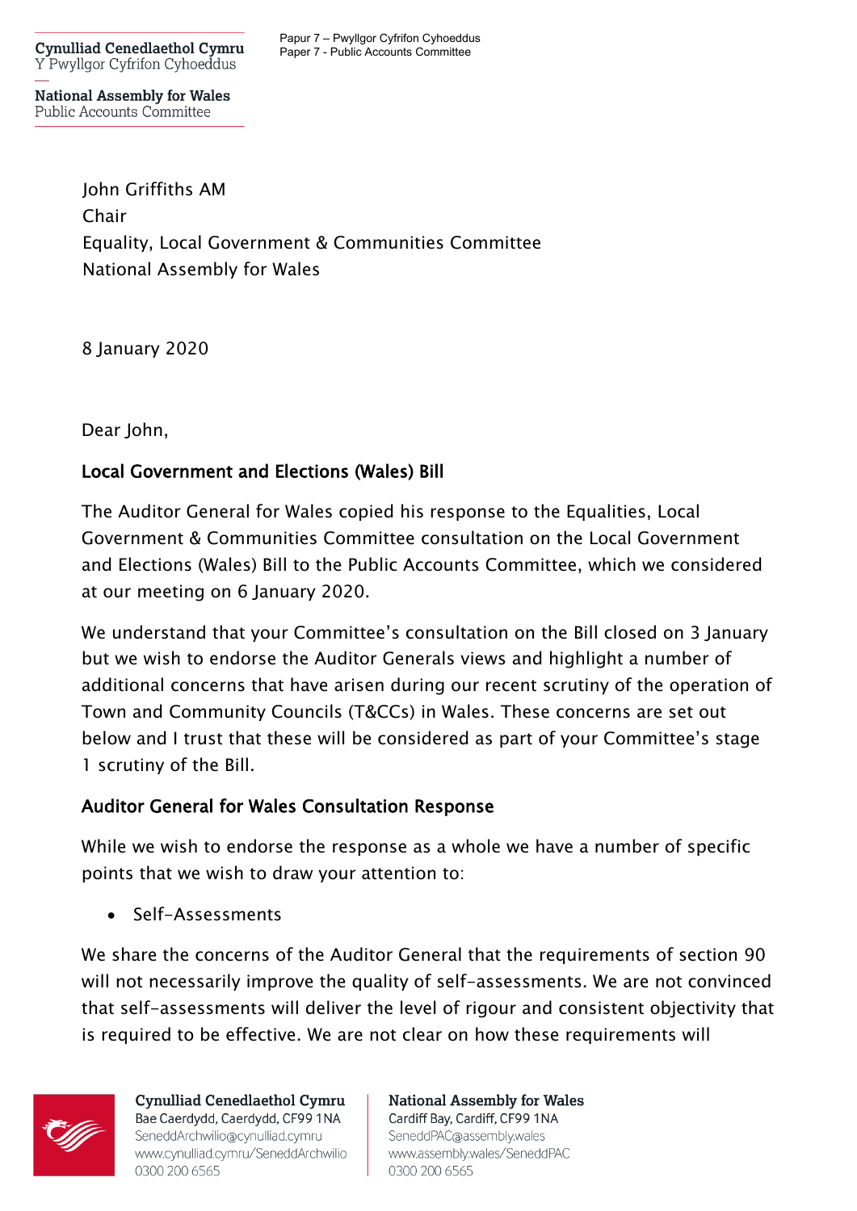Cynulliad Cenedlaethol Cymru
Y Pwyllgor Cyfrifon Cyhoeddus

National Assembly for Wales
Public Accounts Committee

Papur 7 – Pwyllgor Cyfrifon Cyhoeddus
Paper 7 - Public Accounts Committee

John Griffiths AM
Chair
Equality, Local Government & Communities Committee
National Assembly for Wales

8 January 2020

Dear John,

**Local Government and Elections (Wales) Bill**

The Auditor General for Wales copied his response to the Equalities, Local Government & Communities Committee consultation on the Local Government and Elections (Wales) Bill to the Public Accounts Committee, which we considered at our meeting on 6 January 2020.

We understand that your Committee's consultation on the Bill closed on 3 January but we wish to endorse the Auditor Generals views and highlight a number of additional concerns that have arisen during our recent scrutiny of the operation of Town and Community Councils (T&CCs) in Wales. These concerns are set out below and I trust that these will be considered as part of your Committee's stage 1 scrutiny of the Bill.

**Auditor General for Wales Consultation Response**

While we wish to endorse the response as a whole we have a number of specific points that we wish to draw your attention to:

- Self-Assessments

We share the concerns of the Auditor General that the requirements of section 90 will not necessarily improve the quality of self-assessments. We are not convinced that self-assessments will deliver the level of rigour and consistent objectivity that is required to be effective. We are not clear on how these requirements will

Cynulliad Cenedlaethol Cymru
Bae Caerdydd, Caerdydd, CF99 1NA
SeneddArchwilio@cynulliad.cymru
www.cynulliad.cymru/SeneddArchwilio
0300 200 6565

National Assembly for Wales
Cardiff Bay, Cardiff, CF99 1NA
SeneddPAC@assembly.wales
www.assembly.wales/SeneddPAC
0300 200 6565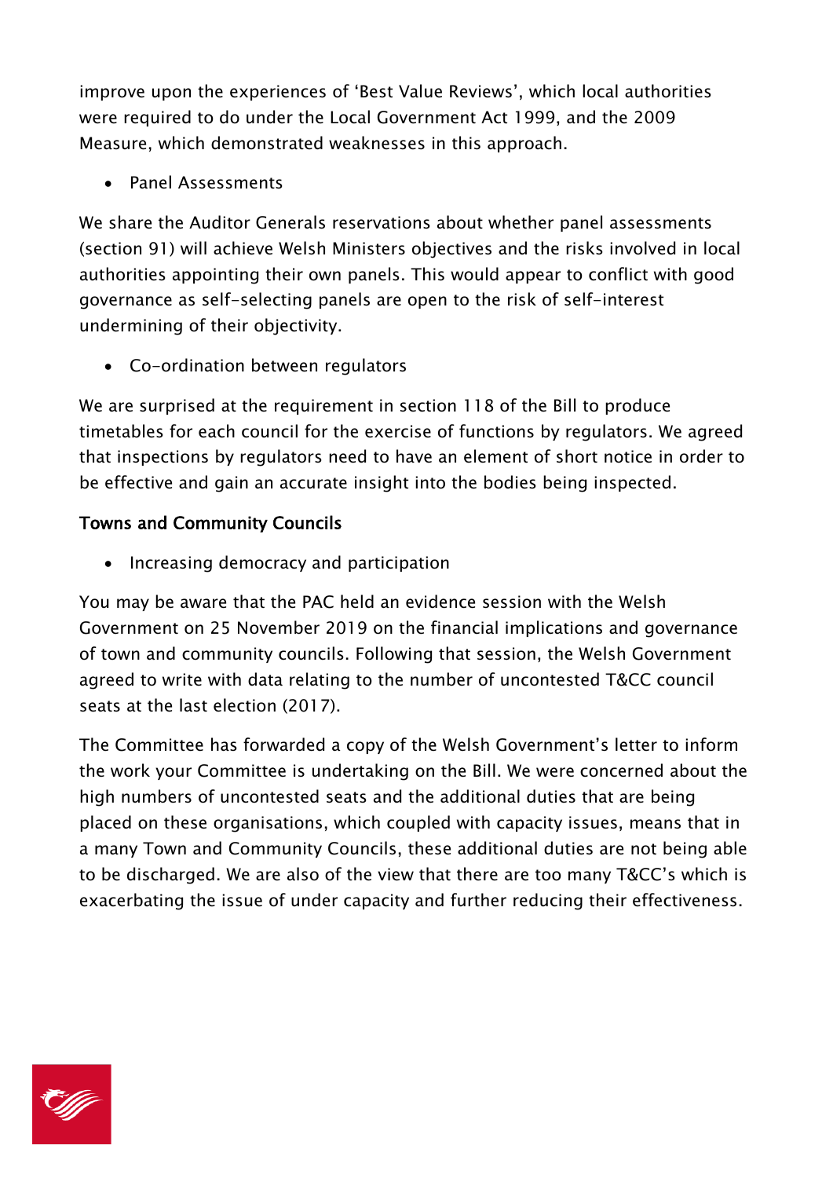improve upon the experiences of 'Best Value Reviews', which local authorities were required to do under the Local Government Act 1999, and the 2009 Measure, which demonstrated weaknesses in this approach.

- Panel Assessments

We share the Auditor Generals reservations about whether panel assessments (section 91) will achieve Welsh Ministers objectives and the risks involved in local authorities appointing their own panels. This would appear to conflict with good governance as self-selecting panels are open to the risk of self-interest undermining of their objectivity.

- Co-ordination between regulators

We are surprised at the requirement in section 118 of the Bill to produce timetables for each council for the exercise of functions by regulators. We agreed that inspections by regulators need to have an element of short notice in order to be effective and gain an accurate insight into the bodies being inspected.

**Towns and Community Councils**

- Increasing democracy and participation

You may be aware that the PAC held an evidence session with the Welsh Government on 25 November 2019 on the financial implications and governance of town and community councils. Following that session, the Welsh Government agreed to write with data relating to the number of uncontested T&CC council seats at the last election (2017).

The Committee has forwarded a copy of the Welsh Government's letter to inform the work your Committee is undertaking on the Bill. We were concerned about the high numbers of uncontested seats and the additional duties that are being placed on these organisations, which coupled with capacity issues, means that in a many Town and Community Councils, these additional duties are not being able to be discharged. We are also of the view that there are too many T&CC's which is exacerbating the issue of under capacity and further reducing their effectiveness.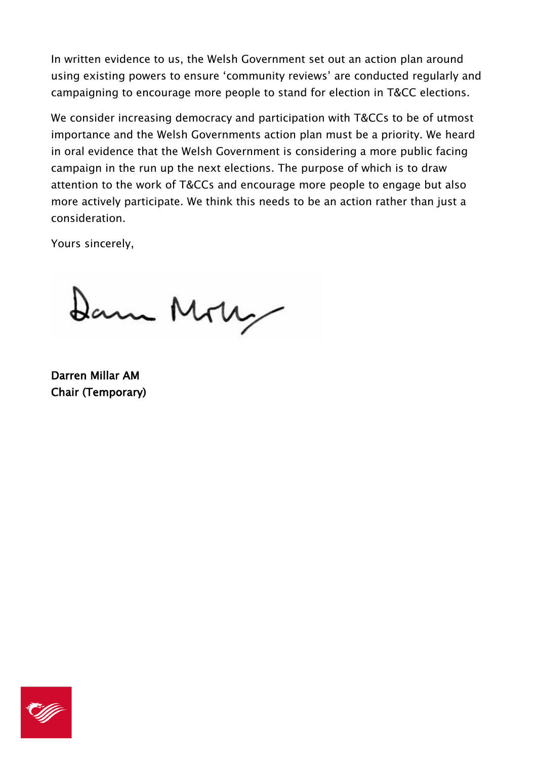In written evidence to us, the Welsh Government set out an action plan around using existing powers to ensure 'community reviews' are conducted regularly and campaigning to encourage more people to stand for election in T&CC elections.

We consider increasing democracy and participation with T&CCs to be of utmost importance and the Welsh Governments action plan must be a priority. We heard in oral evidence that the Welsh Government is considering a more public facing campaign in the run up the next elections. The purpose of which is to draw attention to the work of T&CCs and encourage more people to engage but also more actively participate. We think this needs to be an action rather than just a consideration.

Yours sincerely,

**Darren Millar AM**
**Chair (Temporary)**